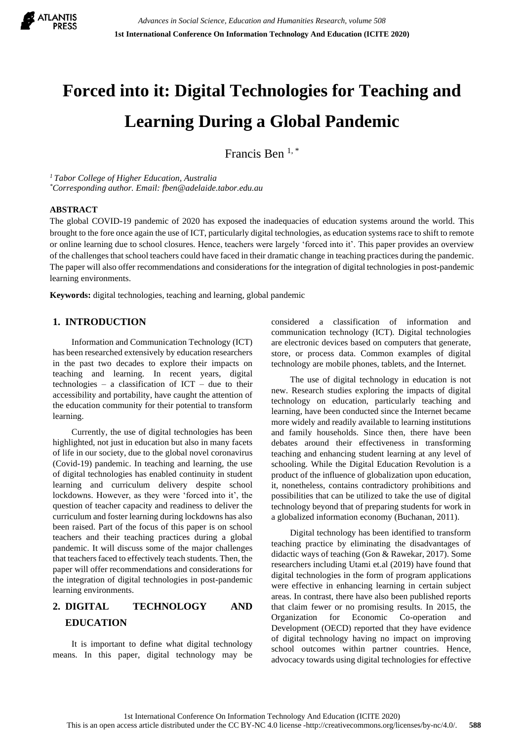# Forced into it: Digital Technologies for Teaching and Learning During a Global Pandemic

Francis Ben [1, *]

[1] *Tabor College of Higher Education, Australia*
[*] *Corresponding author. Email: fben@adelaide.tabor.edu.au*

## ABSTRACT

The global COVID-19 pandemic of 2020 has exposed the inadequacies of education systems around the world. This brought to the fore once again the use of ICT, particularly digital technologies, as education systems race to shift to remote or online learning due to school closures. Hence, teachers were largely 'forced into it'. This paper provides an overview of the challenges that school teachers could have faced in their dramatic change in teaching practices during the pandemic. The paper will also offer recommendations and considerations for the integration of digital technologies in post-pandemic learning environments.

**Keywords:** digital technologies, teaching and learning, global pandemic

## 1. INTRODUCTION

Information and Communication Technology (ICT) has been researched extensively by education researchers in the past two decades to explore their impacts on teaching and learning. In recent years, digital technologies – a classification of ICT – due to their accessibility and portability, have caught the attention of the education community for their potential to transform learning.

Currently, the use of digital technologies has been highlighted, not just in education but also in many facets of life in our society, due to the global novel coronavirus (Covid-19) pandemic. In teaching and learning, the use of digital technologies has enabled continuity in student learning and curriculum delivery despite school lockdowns. However, as they were 'forced into it', the question of teacher capacity and readiness to deliver the curriculum and foster learning during lockdowns has also been raised. Part of the focus of this paper is on school teachers and their teaching practices during a global pandemic. It will discuss some of the major challenges that teachers faced to effectively teach students. Then, the paper will offer recommendations and considerations for the integration of digital technologies in post-pandemic learning environments.

## 2. DIGITAL TECHNOLOGY AND EDUCATION

It is important to define what digital technology means. In this paper, digital technology may be considered a classification of information and communication technology (ICT). Digital technologies are electronic devices based on computers that generate, store, or process data. Common examples of digital technology are mobile phones, tablets, and the Internet.

The use of digital technology in education is not new. Research studies exploring the impacts of digital technology on education, particularly teaching and learning, have been conducted since the Internet became more widely and readily available to learning institutions and family households. Since then, there have been debates around their effectiveness in transforming teaching and enhancing student learning at any level of schooling. While the Digital Education Revolution is a product of the influence of globalization upon education, it, nonetheless, contains contradictory prohibitions and possibilities that can be utilized to take the use of digital technology beyond that of preparing students for work in a globalized information economy (Buchanan, 2011).

Digital technology has been identified to transform teaching practice by eliminating the disadvantages of didactic ways of teaching (Gon & Rawekar, 2017). Some researchers including Utami et.al (2019) have found that digital technologies in the form of program applications were effective in enhancing learning in certain subject areas. In contrast, there have also been published reports that claim fewer or no promising results. In 2015, the Organization for Economic Co-operation and Development (OECD) reported that they have evidence of digital technology having no impact on improving school outcomes within partner countries. Hence, advocacy towards using digital technologies for effective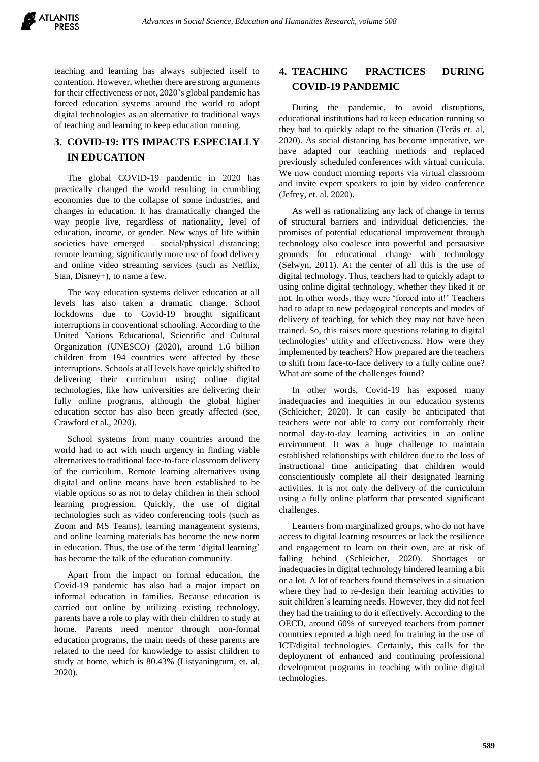teaching and learning has always subjected itself to contention. However, whether there are strong arguments for their effectiveness or not, 2020's global pandemic has forced education systems around the world to adopt digital technologies as an alternative to traditional ways of teaching and learning to keep education running.

## 3. COVID-19: ITS IMPACTS ESPECIALLY IN EDUCATION

The global COVID-19 pandemic in 2020 has practically changed the world resulting in crumbling economies due to the collapse of some industries, and changes in education. It has dramatically changed the way people live, regardless of nationality, level of education, income, or gender. New ways of life within societies have emerged – social/physical distancing; remote learning; significantly more use of food delivery and online video streaming services (such as Netflix, Stan, Disney+), to name a few.

The way education systems deliver education at all levels has also taken a dramatic change. School lockdowns due to Covid-19 brought significant interruptions in conventional schooling. According to the United Nations Educational, Scientific and Cultural Organization (UNESCO) (2020), around 1.6 billion children from 194 countries were affected by these interruptions. Schools at all levels have quickly shifted to delivering their curriculum using online digital technologies, like how universities are delivering their fully online programs, although the global higher education sector has also been greatly affected (see, Crawford et al., 2020).

School systems from many countries around the world had to act with much urgency in finding viable alternatives to traditional face-to-face classroom delivery of the curriculum. Remote learning alternatives using digital and online means have been established to be viable options so as not to delay children in their school learning progression. Quickly, the use of digital technologies such as video conferencing tools (such as Zoom and MS Teams), learning management systems, and online learning materials has become the new norm in education. Thus, the use of the term 'digital learning' has become the talk of the education community.

Apart from the impact on formal education, the Covid-19 pandemic has also had a major impact on informal education in families. Because education is carried out online by utilizing existing technology, parents have a role to play with their children to study at home. Parents need mentor through non-formal education programs, the main needs of these parents are related to the need for knowledge to assist children to study at home, which is 80.43% (Listyaningrum, et. al, 2020).

## 4. TEACHING PRACTICES DURING COVID-19 PANDEMIC

During the pandemic, to avoid disruptions, educational institutions had to keep education running so they had to quickly adapt to the situation (Teräs et. al, 2020). As social distancing has become imperative, we have adapted our teaching methods and replaced previously scheduled conferences with virtual curricula. We now conduct morning reports via virtual classroom and invite expert speakers to join by video conference (Jefrey, et. al. 2020).

As well as rationalizing any lack of change in terms of structural barriers and individual deficiencies, the promises of potential educational improvement through technology also coalesce into powerful and persuasive grounds for educational change with technology (Selwyn, 2011). At the center of all this is the use of digital technology. Thus, teachers had to quickly adapt to using online digital technology, whether they liked it or not. In other words, they were 'forced into it!' Teachers had to adapt to new pedagogical concepts and modes of delivery of teaching, for which they may not have been trained. So, this raises more questions relating to digital technologies' utility and effectiveness. How were they implemented by teachers? How prepared are the teachers to shift from face-to-face delivery to a fully online one? What are some of the challenges found?

In other words, Covid-19 has exposed many inadequacies and inequities in our education systems (Schleicher, 2020). It can easily be anticipated that teachers were not able to carry out comfortably their normal day-to-day learning activities in an online environment. It was a huge challenge to maintain established relationships with children due to the loss of instructional time anticipating that children would conscientiously complete all their designated learning activities. It is not only the delivery of the curriculum using a fully online platform that presented significant challenges.

Learners from marginalized groups, who do not have access to digital learning resources or lack the resilience and engagement to learn on their own, are at risk of falling behind (Schleicher, 2020). Shortages or inadequacies in digital technology hindered learning a bit or a lot. A lot of teachers found themselves in a situation where they had to re-design their learning activities to suit children's learning needs. However, they did not feel they had the training to do it effectively. According to the OECD, around 60% of surveyed teachers from partner countries reported a high need for training in the use of ICT/digital technologies. Certainly, this calls for the deployment of enhanced and continuing professional development programs in teaching with online digital technologies.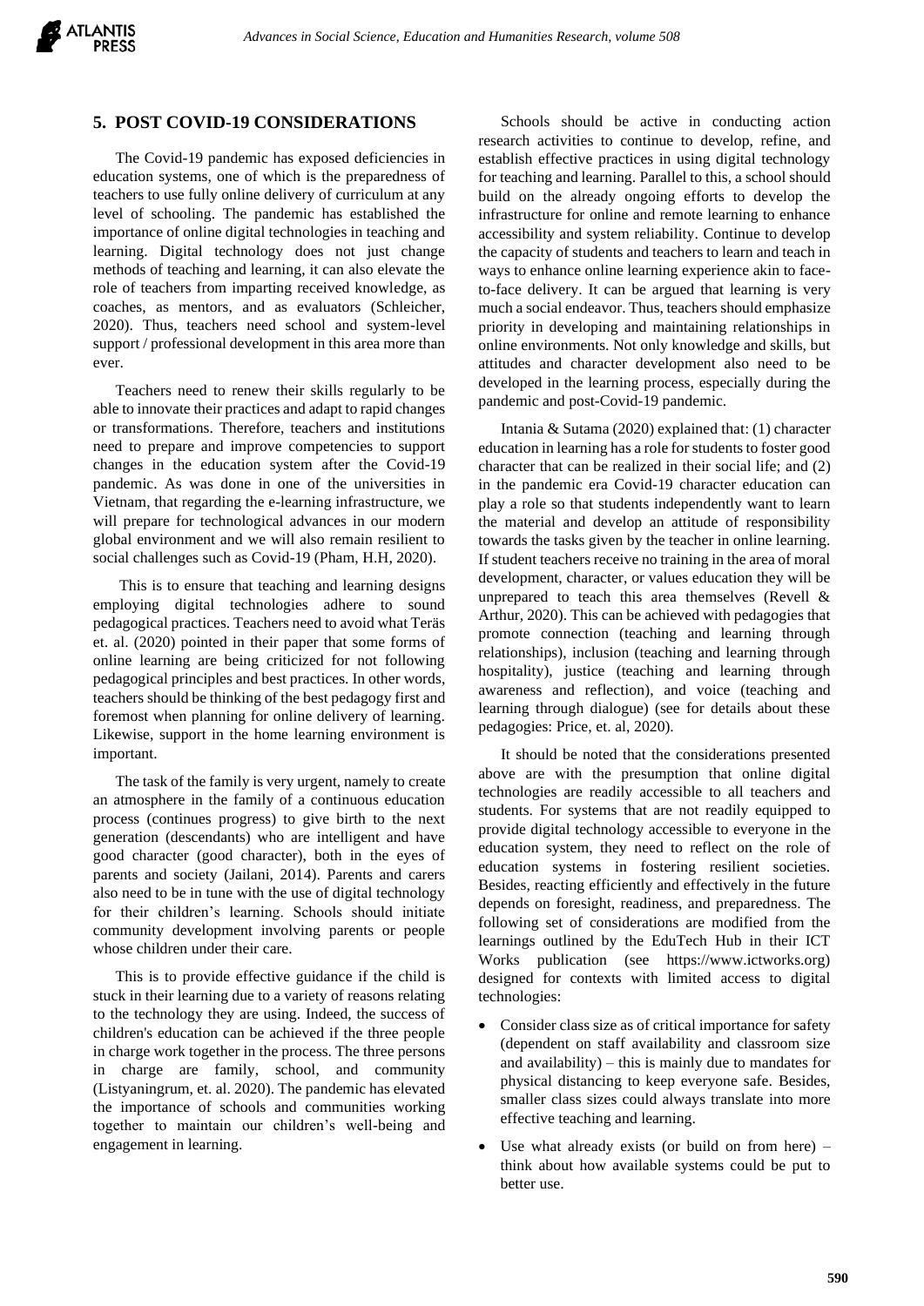## 5. POST COVID-19 CONSIDERATIONS

The Covid-19 pandemic has exposed deficiencies in education systems, one of which is the preparedness of teachers to use fully online delivery of curriculum at any level of schooling. The pandemic has established the importance of online digital technologies in teaching and learning. Digital technology does not just change methods of teaching and learning, it can also elevate the role of teachers from imparting received knowledge, as coaches, as mentors, and as evaluators (Schleicher, 2020). Thus, teachers need school and system-level support / professional development in this area more than ever.

Teachers need to renew their skills regularly to be able to innovate their practices and adapt to rapid changes or transformations. Therefore, teachers and institutions need to prepare and improve competencies to support changes in the education system after the Covid-19 pandemic. As was done in one of the universities in Vietnam, that regarding the e-learning infrastructure, we will prepare for technological advances in our modern global environment and we will also remain resilient to social challenges such as Covid-19 (Pham, H.H, 2020).

This is to ensure that teaching and learning designs employing digital technologies adhere to sound pedagogical practices. Teachers need to avoid what Teräs et. al. (2020) pointed in their paper that some forms of online learning are being criticized for not following pedagogical principles and best practices. In other words, teachers should be thinking of the best pedagogy first and foremost when planning for online delivery of learning. Likewise, support in the home learning environment is important.

The task of the family is very urgent, namely to create an atmosphere in the family of a continuous education process (continues progress) to give birth to the next generation (descendants) who are intelligent and have good character (good character), both in the eyes of parents and society (Jailani, 2014). Parents and carers also need to be in tune with the use of digital technology for their children's learning. Schools should initiate community development involving parents or people whose children under their care.

This is to provide effective guidance if the child is stuck in their learning due to a variety of reasons relating to the technology they are using. Indeed, the success of children's education can be achieved if the three people in charge work together in the process. The three persons in charge are family, school, and community (Listyaningrum, et. al. 2020). The pandemic has elevated the importance of schools and communities working together to maintain our children's well-being and engagement in learning.

Schools should be active in conducting action research activities to continue to develop, refine, and establish effective practices in using digital technology for teaching and learning. Parallel to this, a school should build on the already ongoing efforts to develop the infrastructure for online and remote learning to enhance accessibility and system reliability. Continue to develop the capacity of students and teachers to learn and teach in ways to enhance online learning experience akin to face-to-face delivery. It can be argued that learning is very much a social endeavor. Thus, teachers should emphasize priority in developing and maintaining relationships in online environments. Not only knowledge and skills, but attitudes and character development also need to be developed in the learning process, especially during the pandemic and post-Covid-19 pandemic.

Intania & Sutama (2020) explained that: (1) character education in learning has a role for students to foster good character that can be realized in their social life; and (2) in the pandemic era Covid-19 character education can play a role so that students independently want to learn the material and develop an attitude of responsibility towards the tasks given by the teacher in online learning. If student teachers receive no training in the area of moral development, character, or values education they will be unprepared to teach this area themselves (Revell & Arthur, 2020). This can be achieved with pedagogies that promote connection (teaching and learning through relationships), inclusion (teaching and learning through hospitality), justice (teaching and learning through awareness and reflection), and voice (teaching and learning through dialogue) (see for details about these pedagogies: Price, et. al, 2020).

It should be noted that the considerations presented above are with the presumption that online digital technologies are readily accessible to all teachers and students. For systems that are not readily equipped to provide digital technology accessible to everyone in the education system, they need to reflect on the role of education systems in fostering resilient societies. Besides, reacting efficiently and effectively in the future depends on foresight, readiness, and preparedness. The following set of considerations are modified from the learnings outlined by the EduTech Hub in their ICT Works publication (see https://www.ictworks.org) designed for contexts with limited access to digital technologies:

- Consider class size as of critical importance for safety (dependent on staff availability and classroom size and availability) – this is mainly due to mandates for physical distancing to keep everyone safe. Besides, smaller class sizes could always translate into more effective teaching and learning.
- Use what already exists (or build on from here) – think about how available systems could be put to better use.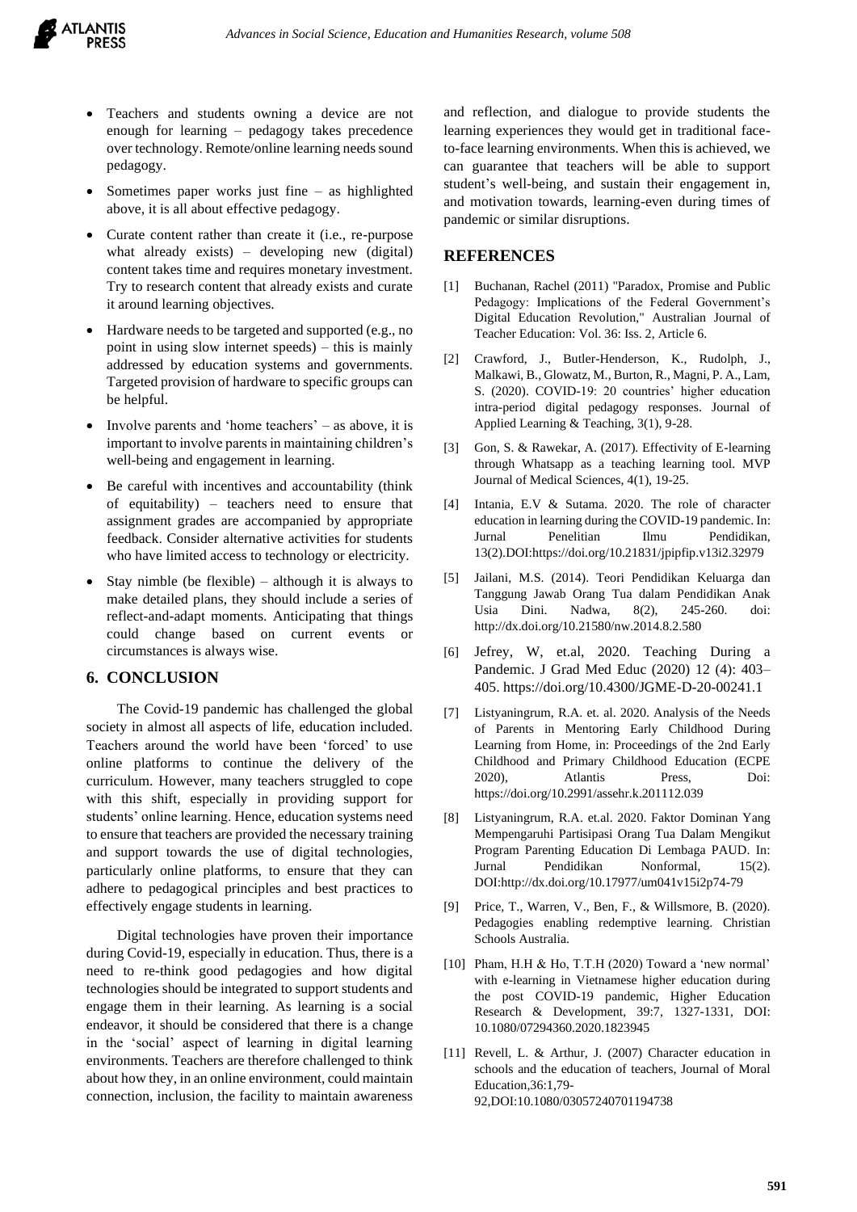- Teachers and students owning a device are not enough for learning – pedagogy takes precedence over technology. Remote/online learning needs sound pedagogy.
- Sometimes paper works just fine – as highlighted above, it is all about effective pedagogy.
- Curate content rather than create it (i.e., re-purpose what already exists) – developing new (digital) content takes time and requires monetary investment. Try to research content that already exists and curate it around learning objectives.
- Hardware needs to be targeted and supported (e.g., no point in using slow internet speeds) – this is mainly addressed by education systems and governments. Targeted provision of hardware to specific groups can be helpful.
- Involve parents and 'home teachers' – as above, it is important to involve parents in maintaining children's well-being and engagement in learning.
- Be careful with incentives and accountability (think of equitability) – teachers need to ensure that assignment grades are accompanied by appropriate feedback. Consider alternative activities for students who have limited access to technology or electricity.
- Stay nimble (be flexible) – although it is always to make detailed plans, they should include a series of reflect-and-adapt moments. Anticipating that things could change based on current events or circumstances is always wise.

## 6. CONCLUSION

The Covid-19 pandemic has challenged the global society in almost all aspects of life, education included. Teachers around the world have been 'forced' to use online platforms to continue the delivery of the curriculum. However, many teachers struggled to cope with this shift, especially in providing support for students' online learning. Hence, education systems need to ensure that teachers are provided the necessary training and support towards the use of digital technologies, particularly online platforms, to ensure that they can adhere to pedagogical principles and best practices to effectively engage students in learning.

Digital technologies have proven their importance during Covid-19, especially in education. Thus, there is a need to re-think good pedagogies and how digital technologies should be integrated to support students and engage them in their learning. As learning is a social endeavor, it should be considered that there is a change in the 'social' aspect of learning in digital learning environments. Teachers are therefore challenged to think about how they, in an online environment, could maintain connection, inclusion, the facility to maintain awareness and reflection, and dialogue to provide students the learning experiences they would get in traditional face-to-face learning environments. When this is achieved, we can guarantee that teachers will be able to support student's well-being, and sustain their engagement in, and motivation towards, learning-even during times of pandemic or similar disruptions.

## REFERENCES

[1] Buchanan, Rachel (2011) "Paradox, Promise and Public Pedagogy: Implications of the Federal Government's Digital Education Revolution," Australian Journal of Teacher Education: Vol. 36: Iss. 2, Article 6.

[2] Crawford, J., Butler-Henderson, K., Rudolph, J., Malkawi, B., Glowatz, M., Burton, R., Magni, P. A., Lam, S. (2020). COVID-19: 20 countries' higher education intra-period digital pedagogy responses. Journal of Applied Learning & Teaching, 3(1), 9-28.

[3] Gon, S. & Rawekar, A. (2017). Effectivity of E-learning through Whatsapp as a teaching learning tool. MVP Journal of Medical Sciences, 4(1), 19-25.

[4] Intania, E.V & Sutama. 2020. The role of character education in learning during the COVID-19 pandemic. In: Jurnal Penelitian Ilmu Pendidikan, 13(2).DOI:https://doi.org/10.21831/jpipfip.v13i2.32979

[5] Jailani, M.S. (2014). Teori Pendidikan Keluarga dan Tanggung Jawab Orang Tua dalam Pendidikan Anak Usia Dini. Nadwa, 8(2), 245-260. doi: http://dx.doi.org/10.21580/nw.2014.8.2.580

[6] Jefrey, W, et.al, 2020. Teaching During a Pandemic. J Grad Med Educ (2020) 12 (4): 403–405. https://doi.org/10.4300/JGME-D-20-00241.1

[7] Listyaningrum, R.A. et. al. 2020. Analysis of the Needs of Parents in Mentoring Early Childhood During Learning from Home, in: Proceedings of the 2nd Early Childhood and Primary Childhood Education (ECPE 2020), Atlantis Press, Doi: https://doi.org/10.2991/assehr.k.201112.039

[8] Listyaningrum, R.A. et.al. 2020. Faktor Dominan Yang Mempengaruhi Partisipasi Orang Tua Dalam Mengikut Program Parenting Education Di Lembaga PAUD. In: Jurnal Pendidikan Nonformal, 15(2). DOI:http://dx.doi.org/10.17977/um041v15i2p74-79

[9] Price, T., Warren, V., Ben, F., & Willsmore, B. (2020). Pedagogies enabling redemptive learning. Christian Schools Australia.

[10] Pham, H.H & Ho, T.T.H (2020) Toward a 'new normal' with e-learning in Vietnamese higher education during the post COVID-19 pandemic, Higher Education Research & Development, 39:7, 1327-1331, DOI: 10.1080/07294360.2020.1823945

[11] Revell, L. & Arthur, J. (2007) Character education in schools and the education of teachers, Journal of Moral Education,36:1,79-92,DOI:10.1080/03057240701194738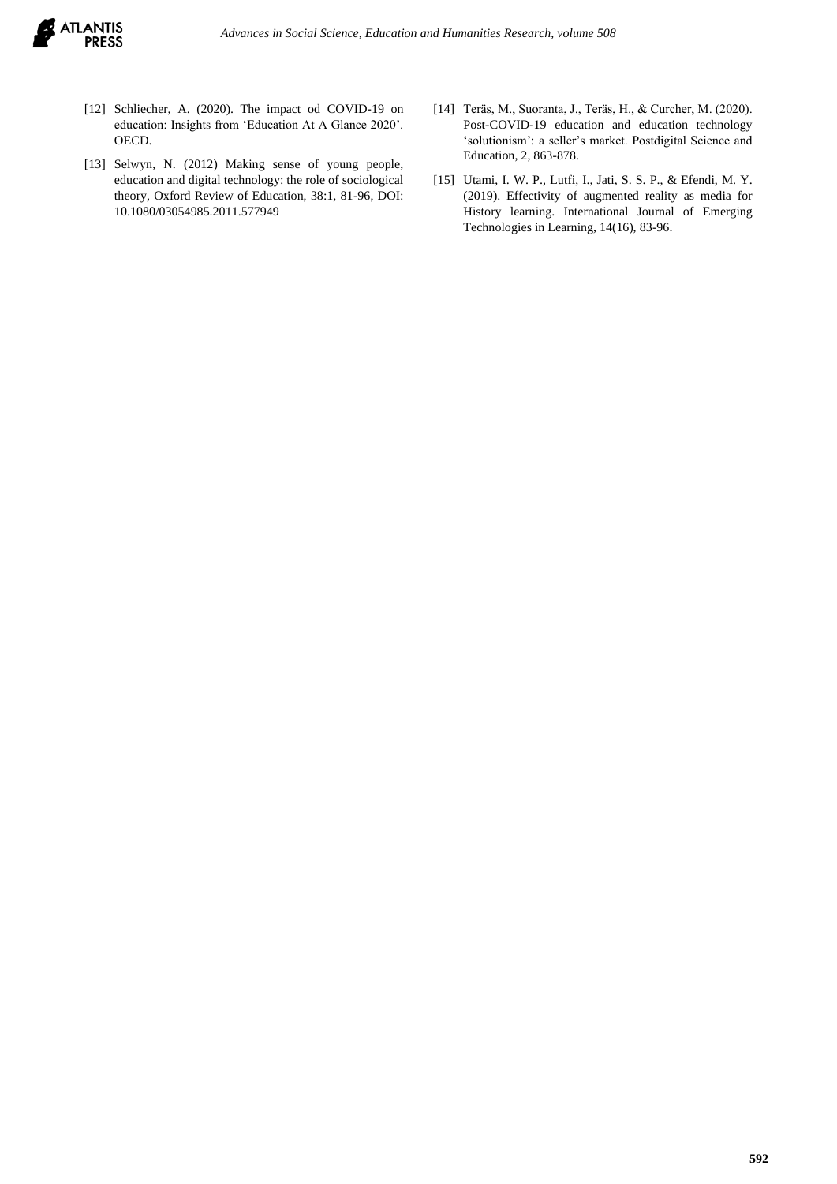[12] Schliecher, A. (2020). The impact od COVID-19 on education: Insights from 'Education At A Glance 2020'. OECD.

[13] Selwyn, N. (2012) Making sense of young people, education and digital technology: the role of sociological theory, Oxford Review of Education, 38:1, 81-96, DOI: 10.1080/03054985.2011.577949

[14] Teräs, M., Suoranta, J., Teräs, H., & Curcher, M. (2020). Post-COVID-19 education and education technology 'solutionism': a seller's market. Postdigital Science and Education, 2, 863-878.

[15] Utami, I. W. P., Lutfi, I., Jati, S. S. P., & Efendi, M. Y. (2019). Effectivity of augmented reality as media for History learning. International Journal of Emerging Technologies in Learning, 14(16), 83-96.